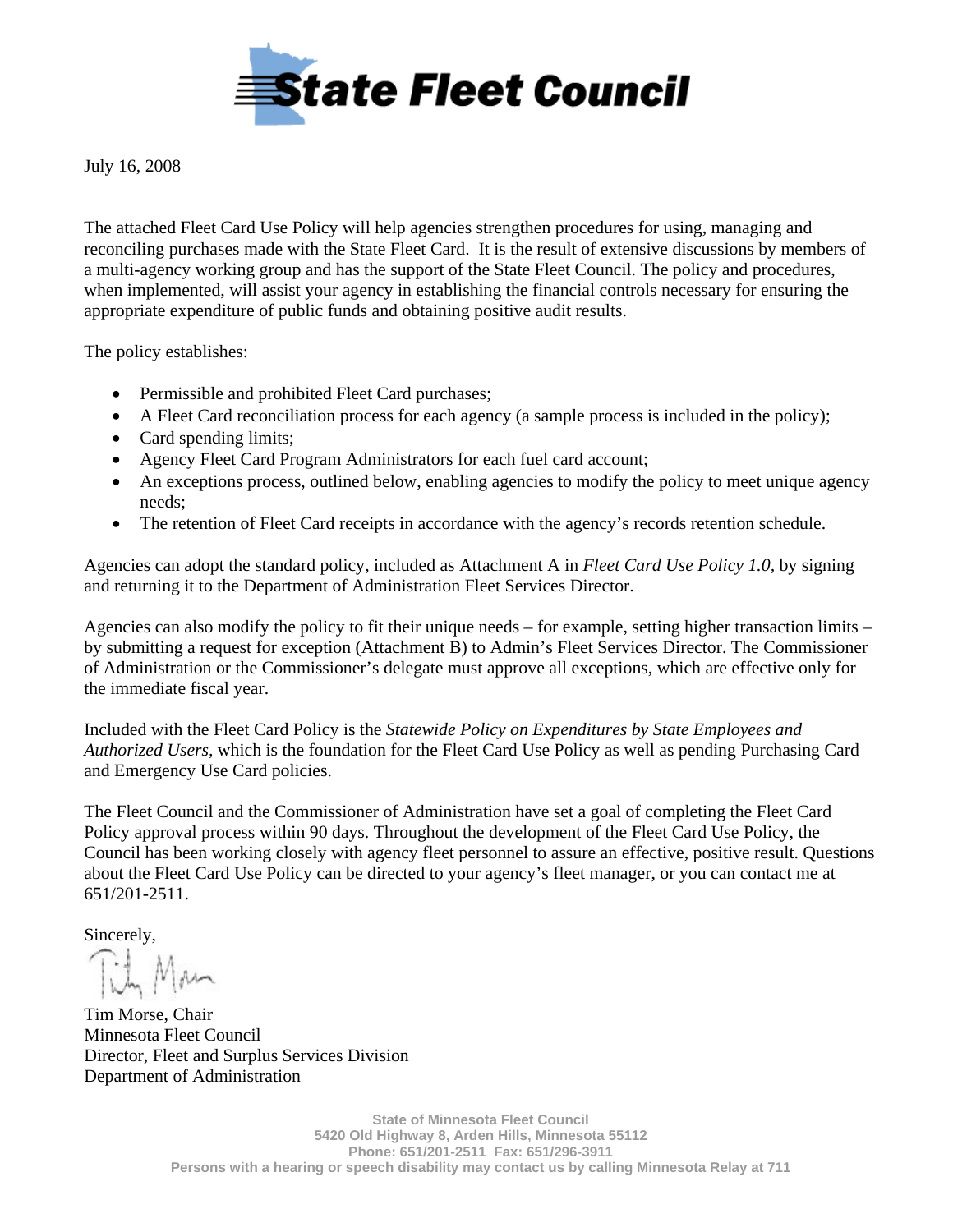# State Fleet Council

July 16, 2008

The attached Fleet Card Use Policy will help agencies strengthen procedures for using, managing and reconciling purchases made with the State Fleet Card. It is the result of extensive discussions by members of a multi-agency working group and has the support of the State Fleet Council. The policy and procedures, when implemented, will assist your agency in establishing the financial controls necessary for ensuring the appropriate expenditure of public funds and obtaining positive audit results.

The policy establishes:

- Permissible and prohibited Fleet Card purchases;
- A Fleet Card reconciliation process for each agency (a sample process is included in the policy);
- Card spending limits;
- Agency Fleet Card Program Administrators for each fuel card account;
- An exceptions process, outlined below, enabling agencies to modify the policy to meet unique agency needs;
- The retention of Fleet Card receipts in accordance with the agency's records retention schedule.

Agencies can adopt the standard policy, included as Attachment A in *Fleet Card Use Policy 1.0*, by signing and returning it to the Department of Administration Fleet Services Director.

Agencies can also modify the policy to fit their unique needs – for example, setting higher transaction limits – by submitting a request for exception (Attachment B) to Admin's Fleet Services Director. The Commissioner of Administration or the Commissioner's delegate must approve all exceptions, which are effective only for the immediate fiscal year.

Included with the Fleet Card Policy is the *Statewide Policy on Expenditures by State Employees and Authorized Users*, which is the foundation for the Fleet Card Use Policy as well as pending Purchasing Card and Emergency Use Card policies.

The Fleet Council and the Commissioner of Administration have set a goal of completing the Fleet Card Policy approval process within 90 days. Throughout the development of the Fleet Card Use Policy, the Council has been working closely with agency fleet personnel to assure an effective, positive result. Questions about the Fleet Card Use Policy can be directed to your agency's fleet manager, or you can contact me at 651/201-2511.

Sincerely,

Tim Morse, Chair
Minnesota Fleet Council
Director, Fleet and Surplus Services Division
Department of Administration

State of Minnesota Fleet Council
5420 Old Highway 8, Arden Hills, Minnesota 55112
Phone: 651/201-2511 Fax: 651/296-3911
Persons with a hearing or speech disability may contact us by calling Minnesota Relay at 711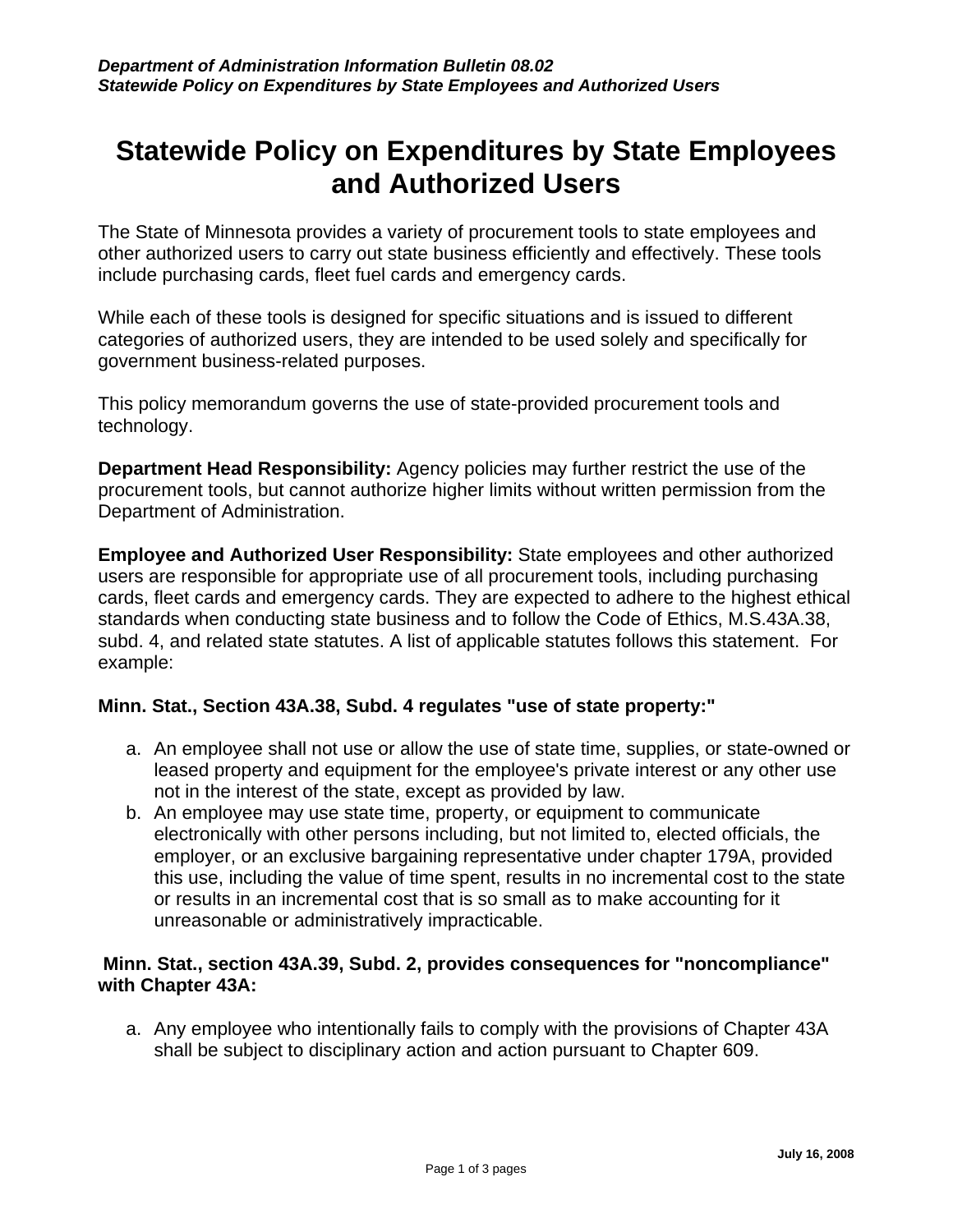# Statewide Policy on Expenditures by State Employees and Authorized Users

The State of Minnesota provides a variety of procurement tools to state employees and other authorized users to carry out state business efficiently and effectively. These tools include purchasing cards, fleet fuel cards and emergency cards.

While each of these tools is designed for specific situations and is issued to different categories of authorized users, they are intended to be used solely and specifically for government business-related purposes.

This policy memorandum governs the use of state-provided procurement tools and technology.

**Department Head Responsibility:** Agency policies may further restrict the use of the procurement tools, but cannot authorize higher limits without written permission from the Department of Administration.

**Employee and Authorized User Responsibility:** State employees and other authorized users are responsible for appropriate use of all procurement tools, including purchasing cards, fleet cards and emergency cards. They are expected to adhere to the highest ethical standards when conducting state business and to follow the Code of Ethics, M.S.43A.38, subd. 4, and related state statutes. A list of applicable statutes follows this statement. For example:

**Minn. Stat., Section 43A.38, Subd. 4 regulates "use of state property:"**

a. An employee shall not use or allow the use of state time, supplies, or state-owned or leased property and equipment for the employee's private interest or any other use not in the interest of the state, except as provided by law.
b. An employee may use state time, property, or equipment to communicate electronically with other persons including, but not limited to, elected officials, the employer, or an exclusive bargaining representative under chapter 179A, provided this use, including the value of time spent, results in no incremental cost to the state or results in an incremental cost that is so small as to make accounting for it unreasonable or administratively impracticable.

**Minn. Stat., section 43A.39, Subd. 2, provides consequences for "noncompliance" with Chapter 43A:**

a. Any employee who intentionally fails to comply with the provisions of Chapter 43A shall be subject to disciplinary action and action pursuant to Chapter 609.

July 16, 2008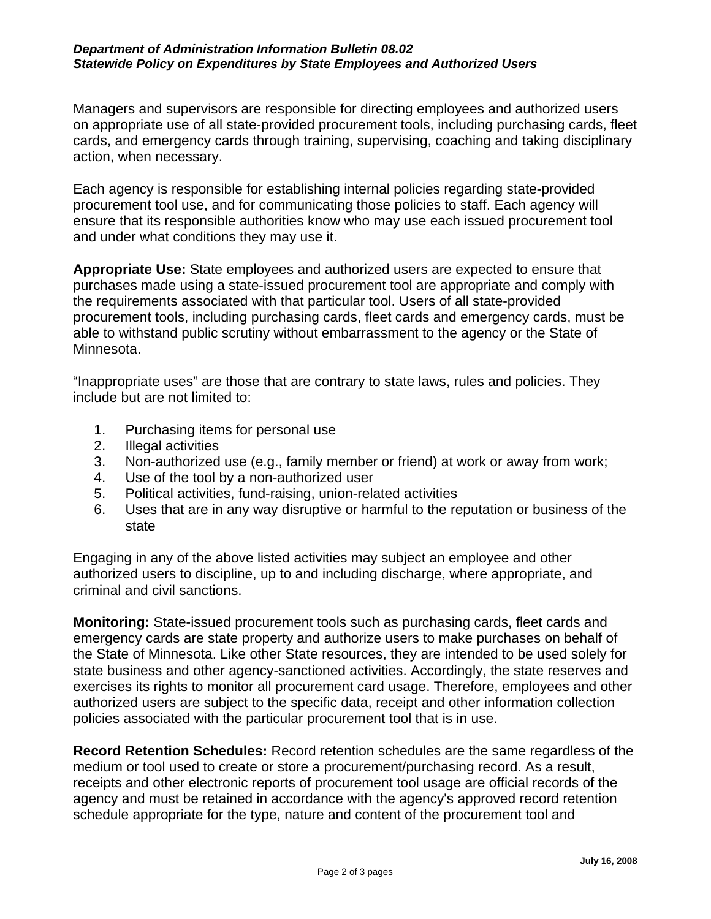Managers and supervisors are responsible for directing employees and authorized users on appropriate use of all state-provided procurement tools, including purchasing cards, fleet cards, and emergency cards through training, supervising, coaching and taking disciplinary action, when necessary.

Each agency is responsible for establishing internal policies regarding state-provided procurement tool use, and for communicating those policies to staff. Each agency will ensure that its responsible authorities know who may use each issued procurement tool and under what conditions they may use it.

**Appropriate Use:** State employees and authorized users are expected to ensure that purchases made using a state-issued procurement tool are appropriate and comply with the requirements associated with that particular tool. Users of all state-provided procurement tools, including purchasing cards, fleet cards and emergency cards, must be able to withstand public scrutiny without embarrassment to the agency or the State of Minnesota.

“Inappropriate uses” are those that are contrary to state laws, rules and policies. They include but are not limited to:

1. Purchasing items for personal use
2. Illegal activities
3. Non-authorized use (e.g., family member or friend) at work or away from work;
4. Use of the tool by a non-authorized user
5. Political activities, fund-raising, union-related activities
6. Uses that are in any way disruptive or harmful to the reputation or business of the state

Engaging in any of the above listed activities may subject an employee and other authorized users to discipline, up to and including discharge, where appropriate, and criminal and civil sanctions.

**Monitoring:** State-issued procurement tools such as purchasing cards, fleet cards and emergency cards are state property and authorize users to make purchases on behalf of the State of Minnesota. Like other State resources, they are intended to be used solely for state business and other agency-sanctioned activities. Accordingly, the state reserves and exercises its rights to monitor all procurement card usage. Therefore, employees and other authorized users are subject to the specific data, receipt and other information collection policies associated with the particular procurement tool that is in use.

**Record Retention Schedules:** Record retention schedules are the same regardless of the medium or tool used to create or store a procurement/purchasing record. As a result, receipts and other electronic reports of procurement tool usage are official records of the agency and must be retained in accordance with the agency's approved record retention schedule appropriate for the type, nature and content of the procurement tool and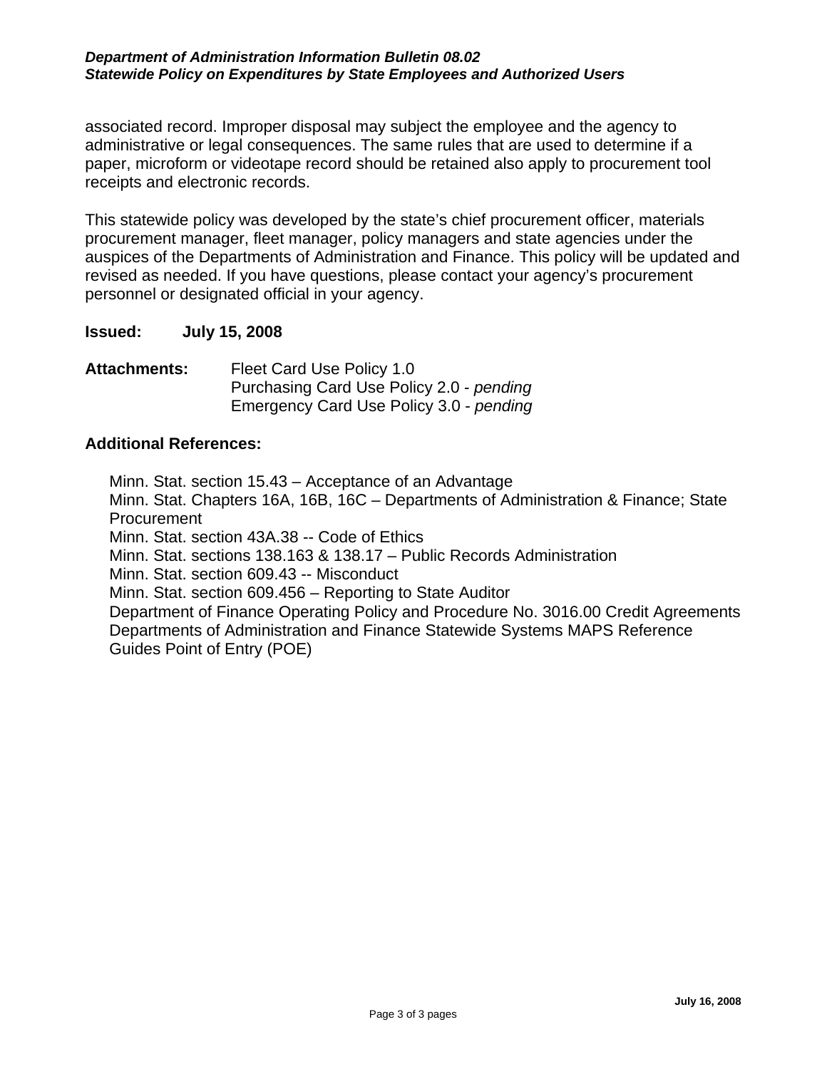associated record. Improper disposal may subject the employee and the agency to administrative or legal consequences. The same rules that are used to determine if a paper, microform or videotape record should be retained also apply to procurement tool receipts and electronic records.

This statewide policy was developed by the state's chief procurement officer, materials procurement manager, fleet manager, policy managers and state agencies under the auspices of the Departments of Administration and Finance. This policy will be updated and revised as needed. If you have questions, please contact your agency's procurement personnel or designated official in your agency.

**Issued:** **July 15, 2008**

**Attachments:** Fleet Card Use Policy 1.0
Purchasing Card Use Policy 2.0 - *pending*
Emergency Card Use Policy 3.0 - *pending*

**Additional References:**

Minn. Stat. section 15.43 – Acceptance of an Advantage
Minn. Stat. Chapters 16A, 16B, 16C – Departments of Administration & Finance; State Procurement
Minn. Stat. section 43A.38 -- Code of Ethics
Minn. Stat. sections 138.163 & 138.17 – Public Records Administration
Minn. Stat. section 609.43 -- Misconduct
Minn. Stat. section 609.456 – Reporting to State Auditor
Department of Finance Operating Policy and Procedure No. 3016.00 Credit Agreements
Departments of Administration and Finance Statewide Systems MAPS Reference Guides Point of Entry (POE)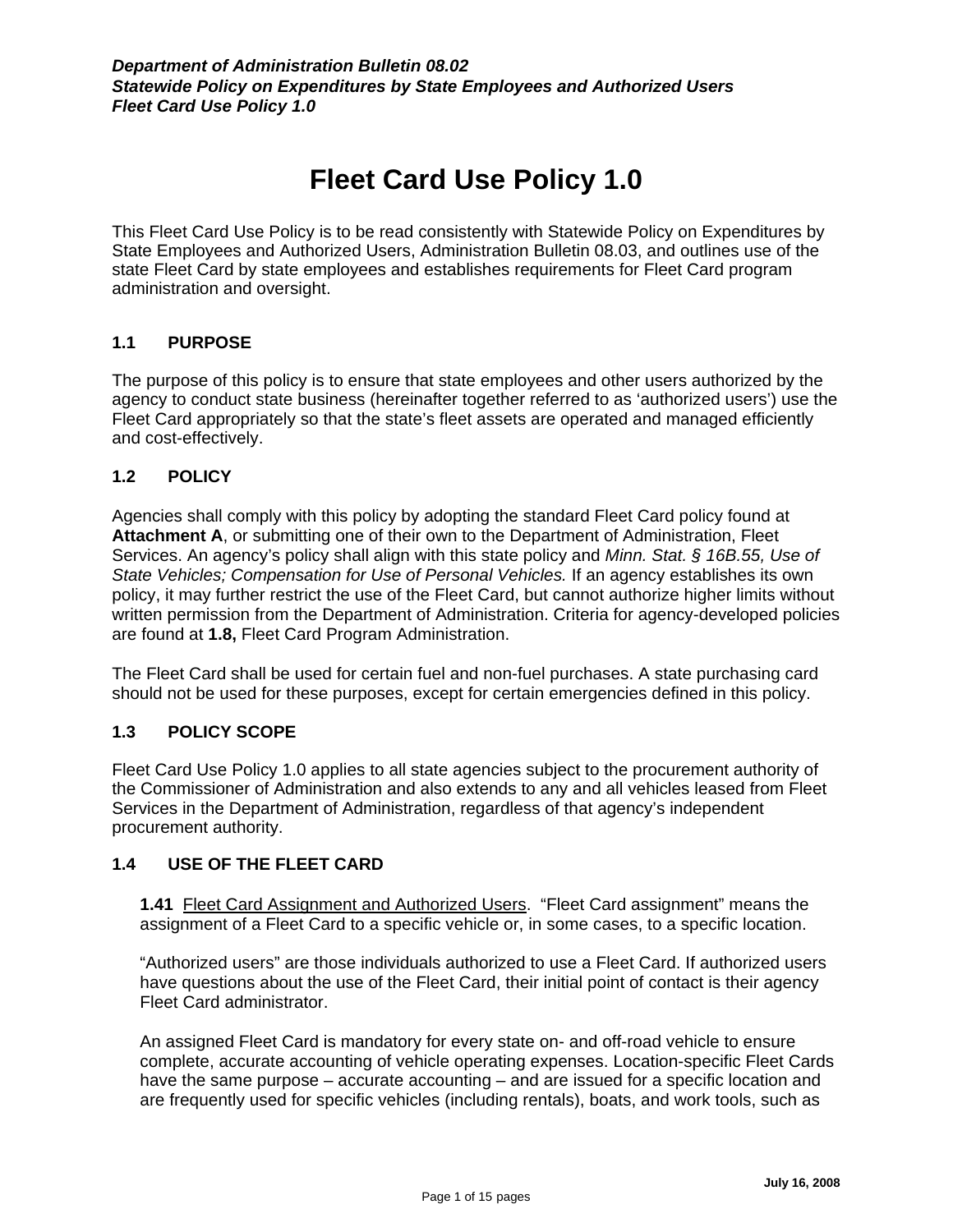# Fleet Card Use Policy 1.0

This Fleet Card Use Policy is to be read consistently with Statewide Policy on Expenditures by State Employees and Authorized Users, Administration Bulletin 08.03, and outlines use of the state Fleet Card by state employees and establishes requirements for Fleet Card program administration and oversight.

## 1.1 PURPOSE

The purpose of this policy is to ensure that state employees and other users authorized by the agency to conduct state business (hereinafter together referred to as 'authorized users') use the Fleet Card appropriately so that the state's fleet assets are operated and managed efficiently and cost-effectively.

## 1.2 POLICY

Agencies shall comply with this policy by adopting the standard Fleet Card policy found at **Attachment A**, or submitting one of their own to the Department of Administration, Fleet Services. An agency's policy shall align with this state policy and *Minn. Stat. § 16B.55, Use of State Vehicles; Compensation for Use of Personal Vehicles.* If an agency establishes its own policy, it may further restrict the use of the Fleet Card, but cannot authorize higher limits without written permission from the Department of Administration. Criteria for agency-developed policies are found at **1.8,** Fleet Card Program Administration.

The Fleet Card shall be used for certain fuel and non-fuel purchases. A state purchasing card should not be used for these purposes, except for certain emergencies defined in this policy.

## 1.3 POLICY SCOPE

Fleet Card Use Policy 1.0 applies to all state agencies subject to the procurement authority of the Commissioner of Administration and also extends to any and all vehicles leased from Fleet Services in the Department of Administration, regardless of that agency's independent procurement authority.

## 1.4 USE OF THE FLEET CARD

**1.41** Fleet Card Assignment and Authorized Users. "Fleet Card assignment" means the assignment of a Fleet Card to a specific vehicle or, in some cases, to a specific location.

"Authorized users" are those individuals authorized to use a Fleet Card. If authorized users have questions about the use of the Fleet Card, their initial point of contact is their agency Fleet Card administrator.

An assigned Fleet Card is mandatory for every state on- and off-road vehicle to ensure complete, accurate accounting of vehicle operating expenses. Location-specific Fleet Cards have the same purpose – accurate accounting – and are issued for a specific location and are frequently used for specific vehicles (including rentals), boats, and work tools, such as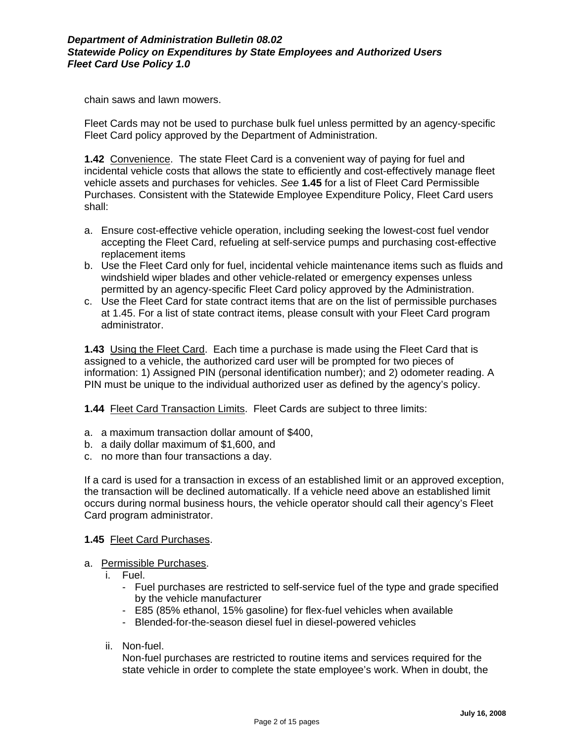chain saws and lawn mowers.

Fleet Cards may not be used to purchase bulk fuel unless permitted by an agency-specific Fleet Card policy approved by the Department of Administration.

**1.42** Convenience. The state Fleet Card is a convenient way of paying for fuel and incidental vehicle costs that allows the state to efficiently and cost-effectively manage fleet vehicle assets and purchases for vehicles. *See* **1.45** for a list of Fleet Card Permissible Purchases. Consistent with the Statewide Employee Expenditure Policy, Fleet Card users shall:

a. Ensure cost-effective vehicle operation, including seeking the lowest-cost fuel vendor accepting the Fleet Card, refueling at self-service pumps and purchasing cost-effective replacement items
b. Use the Fleet Card only for fuel, incidental vehicle maintenance items such as fluids and windshield wiper blades and other vehicle-related or emergency expenses unless permitted by an agency-specific Fleet Card policy approved by the Administration.
c. Use the Fleet Card for state contract items that are on the list of permissible purchases at 1.45. For a list of state contract items, please consult with your Fleet Card program administrator.

**1.43** Using the Fleet Card. Each time a purchase is made using the Fleet Card that is assigned to a vehicle, the authorized card user will be prompted for two pieces of information: 1) Assigned PIN (personal identification number); and 2) odometer reading. A PIN must be unique to the individual authorized user as defined by the agency's policy.

**1.44** Fleet Card Transaction Limits. Fleet Cards are subject to three limits:

a. a maximum transaction dollar amount of $400,
b. a daily dollar maximum of $1,600, and
c. no more than four transactions a day.

If a card is used for a transaction in excess of an established limit or an approved exception, the transaction will be declined automatically. If a vehicle need above an established limit occurs during normal business hours, the vehicle operator should call their agency's Fleet Card program administrator.

**1.45** Fleet Card Purchases.

a. Permissible Purchases.
   i. Fuel.
      - Fuel purchases are restricted to self-service fuel of the type and grade specified by the vehicle manufacturer
      - E85 (85% ethanol, 15% gasoline) for flex-fuel vehicles when available
      - Blended-for-the-season diesel fuel in diesel-powered vehicles

   ii. Non-fuel.
   Non-fuel purchases are restricted to routine items and services required for the state vehicle in order to complete the state employee's work. When in doubt, the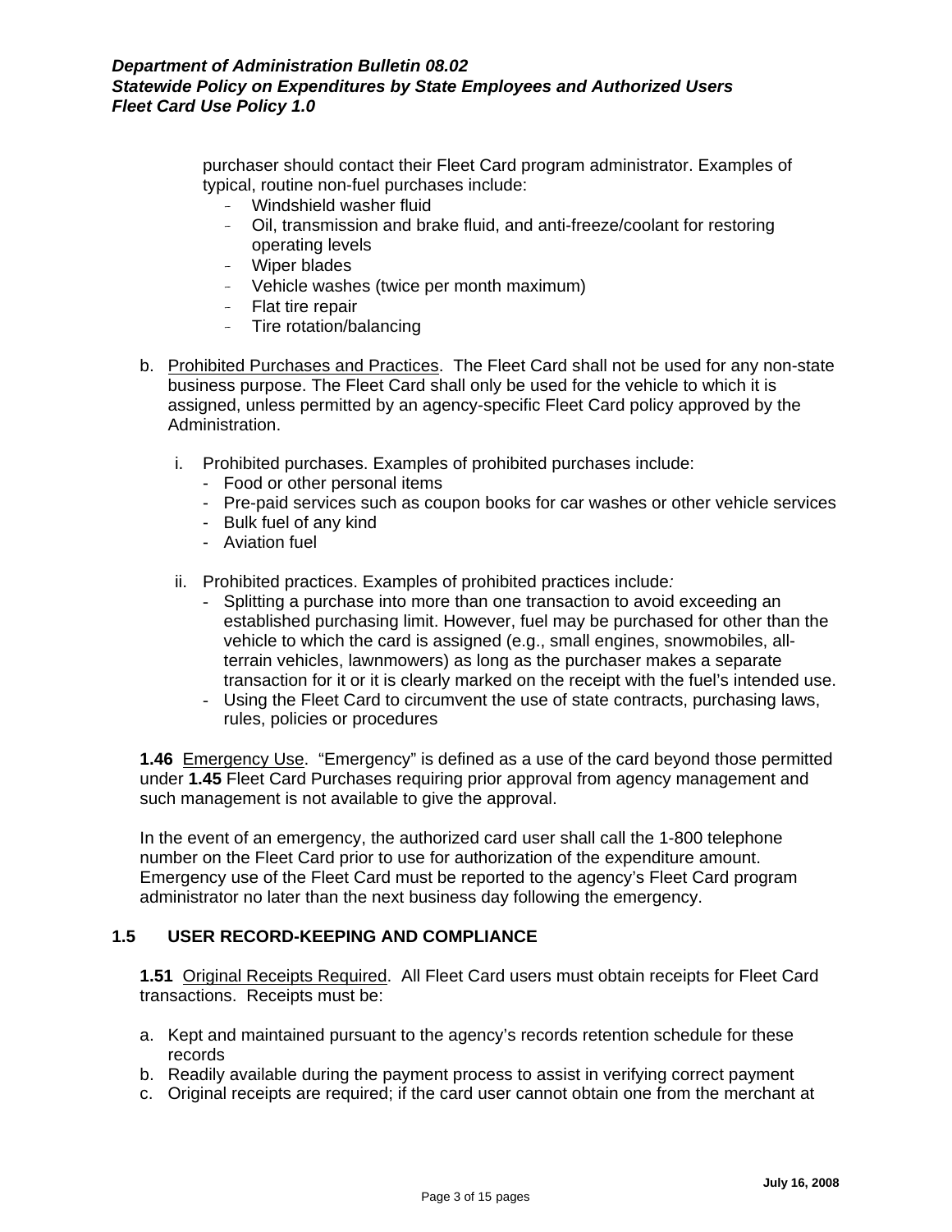purchaser should contact their Fleet Card program administrator. Examples of typical, routine non-fuel purchases include:

- Windshield washer fluid
- Oil, transmission and brake fluid, and anti-freeze/coolant for restoring operating levels
- Wiper blades
- Vehicle washes (twice per month maximum)
- Flat tire repair
- Tire rotation/balancing

b. Prohibited Purchases and Practices. The Fleet Card shall not be used for any non-state business purpose. The Fleet Card shall only be used for the vehicle to which it is assigned, unless permitted by an agency-specific Fleet Card policy approved by the Administration.

   i. Prohibited purchases. Examples of prohibited purchases include:
      - Food or other personal items
      - Pre-paid services such as coupon books for car washes or other vehicle services
      - Bulk fuel of any kind
      - Aviation fuel

   ii. Prohibited practices. Examples of prohibited practices include:
      - Splitting a purchase into more than one transaction to avoid exceeding an established purchasing limit. However, fuel may be purchased for other than the vehicle to which the card is assigned (e.g., small engines, snowmobiles, all-terrain vehicles, lawnmowers) as long as the purchaser makes a separate transaction for it or it is clearly marked on the receipt with the fuel's intended use.
      - Using the Fleet Card to circumvent the use of state contracts, purchasing laws, rules, policies or procedures

**1.46** Emergency Use. "Emergency" is defined as a use of the card beyond those permitted under **1.45** Fleet Card Purchases requiring prior approval from agency management and such management is not available to give the approval.

In the event of an emergency, the authorized card user shall call the 1-800 telephone number on the Fleet Card prior to use for authorization of the expenditure amount. Emergency use of the Fleet Card must be reported to the agency's Fleet Card program administrator no later than the next business day following the emergency.

## 1.5 USER RECORD-KEEPING AND COMPLIANCE

**1.51** Original Receipts Required. All Fleet Card users must obtain receipts for Fleet Card transactions. Receipts must be:

a. Kept and maintained pursuant to the agency's records retention schedule for these records
b. Readily available during the payment process to assist in verifying correct payment
c. Original receipts are required; if the card user cannot obtain one from the merchant at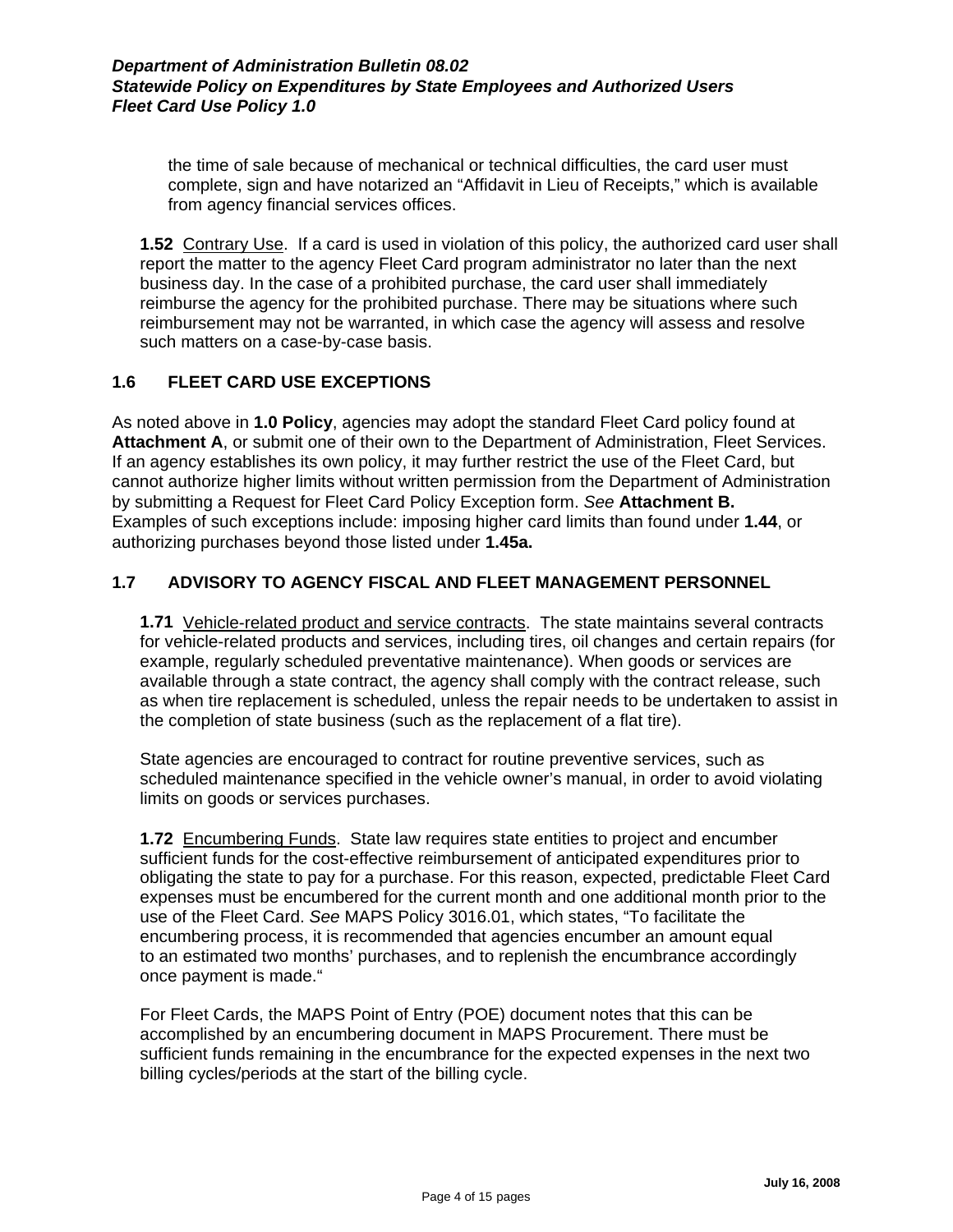the time of sale because of mechanical or technical difficulties, the card user must complete, sign and have notarized an "Affidavit in Lieu of Receipts," which is available from agency financial services offices.

**1.52** Contrary Use. If a card is used in violation of this policy, the authorized card user shall report the matter to the agency Fleet Card program administrator no later than the next business day. In the case of a prohibited purchase, the card user shall immediately reimburse the agency for the prohibited purchase. There may be situations where such reimbursement may not be warranted, in which case the agency will assess and resolve such matters on a case-by-case basis.

## 1.6 FLEET CARD USE EXCEPTIONS

As noted above in **1.0 Policy**, agencies may adopt the standard Fleet Card policy found at **Attachment A**, or submit one of their own to the Department of Administration, Fleet Services. If an agency establishes its own policy, it may further restrict the use of the Fleet Card, but cannot authorize higher limits without written permission from the Department of Administration by submitting a Request for Fleet Card Policy Exception form. *See* **Attachment B.** Examples of such exceptions include: imposing higher card limits than found under **1.44**, or authorizing purchases beyond those listed under **1.45a.**

## 1.7 ADVISORY TO AGENCY FISCAL AND FLEET MANAGEMENT PERSONNEL

**1.71** Vehicle-related product and service contracts. The state maintains several contracts for vehicle-related products and services, including tires, oil changes and certain repairs (for example, regularly scheduled preventative maintenance). When goods or services are available through a state contract, the agency shall comply with the contract release, such as when tire replacement is scheduled, unless the repair needs to be undertaken to assist in the completion of state business (such as the replacement of a flat tire).

State agencies are encouraged to contract for routine preventive services, such as scheduled maintenance specified in the vehicle owner's manual, in order to avoid violating limits on goods or services purchases.

**1.72** Encumbering Funds. State law requires state entities to project and encumber sufficient funds for the cost-effective reimbursement of anticipated expenditures prior to obligating the state to pay for a purchase. For this reason, expected, predictable Fleet Card expenses must be encumbered for the current month and one additional month prior to the use of the Fleet Card. *See* MAPS Policy 3016.01, which states, "To facilitate the encumbering process, it is recommended that agencies encumber an amount equal to an estimated two months' purchases, and to replenish the encumbrance accordingly once payment is made."

For Fleet Cards, the MAPS Point of Entry (POE) document notes that this can be accomplished by an encumbering document in MAPS Procurement. There must be sufficient funds remaining in the encumbrance for the expected expenses in the next two billing cycles/periods at the start of the billing cycle.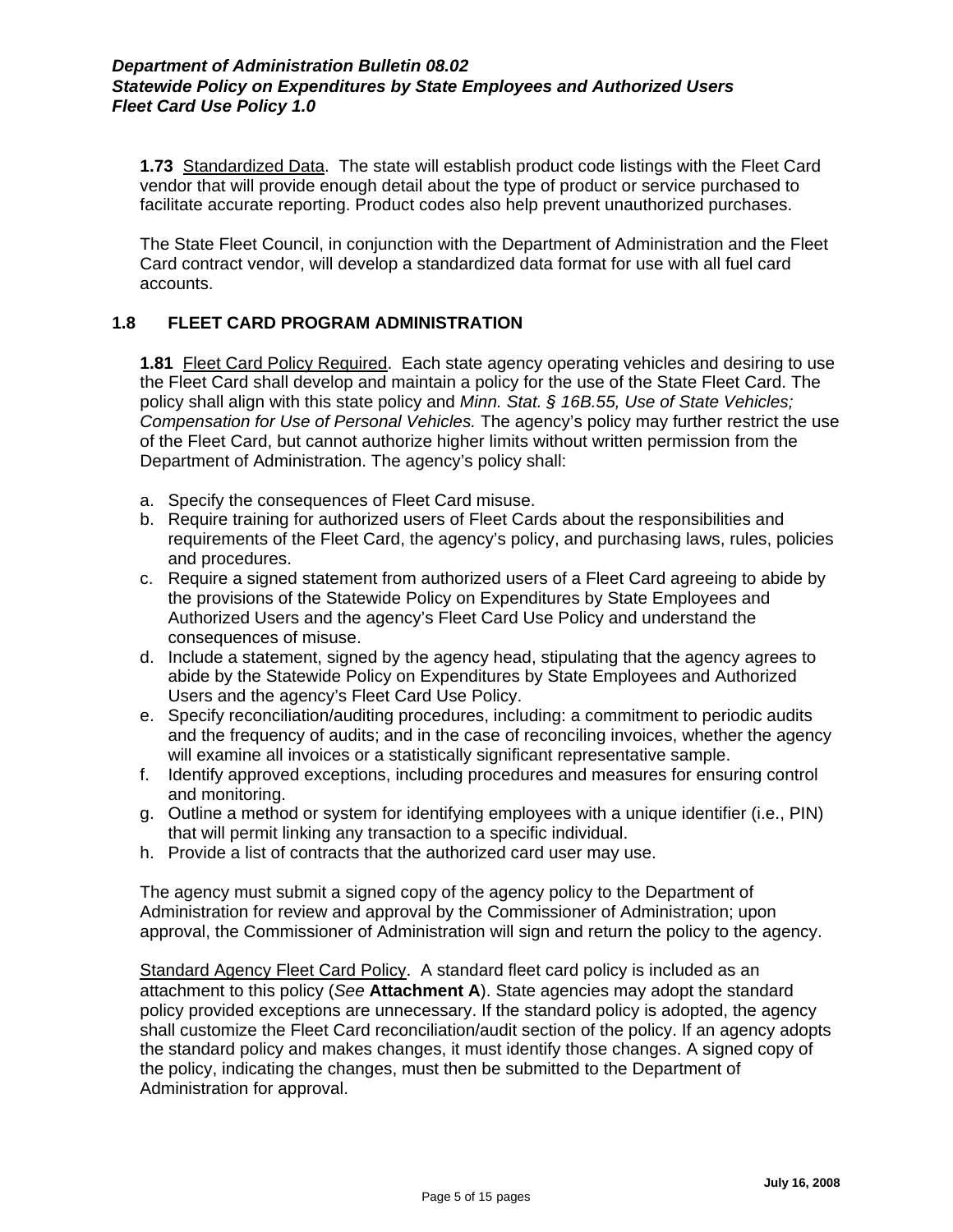**1.73** Standardized Data. The state will establish product code listings with the Fleet Card vendor that will provide enough detail about the type of product or service purchased to facilitate accurate reporting. Product codes also help prevent unauthorized purchases.

The State Fleet Council, in conjunction with the Department of Administration and the Fleet Card contract vendor, will develop a standardized data format for use with all fuel card accounts.

## 1.8 FLEET CARD PROGRAM ADMINISTRATION

**1.81** Fleet Card Policy Required. Each state agency operating vehicles and desiring to use the Fleet Card shall develop and maintain a policy for the use of the State Fleet Card. The policy shall align with this state policy and *Minn. Stat. § 16B.55, Use of State Vehicles; Compensation for Use of Personal Vehicles.* The agency's policy may further restrict the use of the Fleet Card, but cannot authorize higher limits without written permission from the Department of Administration. The agency's policy shall:

a. Specify the consequences of Fleet Card misuse.
b. Require training for authorized users of Fleet Cards about the responsibilities and requirements of the Fleet Card, the agency's policy, and purchasing laws, rules, policies and procedures.
c. Require a signed statement from authorized users of a Fleet Card agreeing to abide by the provisions of the Statewide Policy on Expenditures by State Employees and Authorized Users and the agency's Fleet Card Use Policy and understand the consequences of misuse.
d. Include a statement, signed by the agency head, stipulating that the agency agrees to abide by the Statewide Policy on Expenditures by State Employees and Authorized Users and the agency's Fleet Card Use Policy.
e. Specify reconciliation/auditing procedures, including: a commitment to periodic audits and the frequency of audits; and in the case of reconciling invoices, whether the agency will examine all invoices or a statistically significant representative sample.
f. Identify approved exceptions, including procedures and measures for ensuring control and monitoring.
g. Outline a method or system for identifying employees with a unique identifier (i.e., PIN) that will permit linking any transaction to a specific individual.
h. Provide a list of contracts that the authorized card user may use.

The agency must submit a signed copy of the agency policy to the Department of Administration for review and approval by the Commissioner of Administration; upon approval, the Commissioner of Administration will sign and return the policy to the agency.

Standard Agency Fleet Card Policy. A standard fleet card policy is included as an attachment to this policy (*See* **Attachment A**). State agencies may adopt the standard policy provided exceptions are unnecessary. If the standard policy is adopted, the agency shall customize the Fleet Card reconciliation/audit section of the policy. If an agency adopts the standard policy and makes changes, it must identify those changes. A signed copy of the policy, indicating the changes, must then be submitted to the Department of Administration for approval.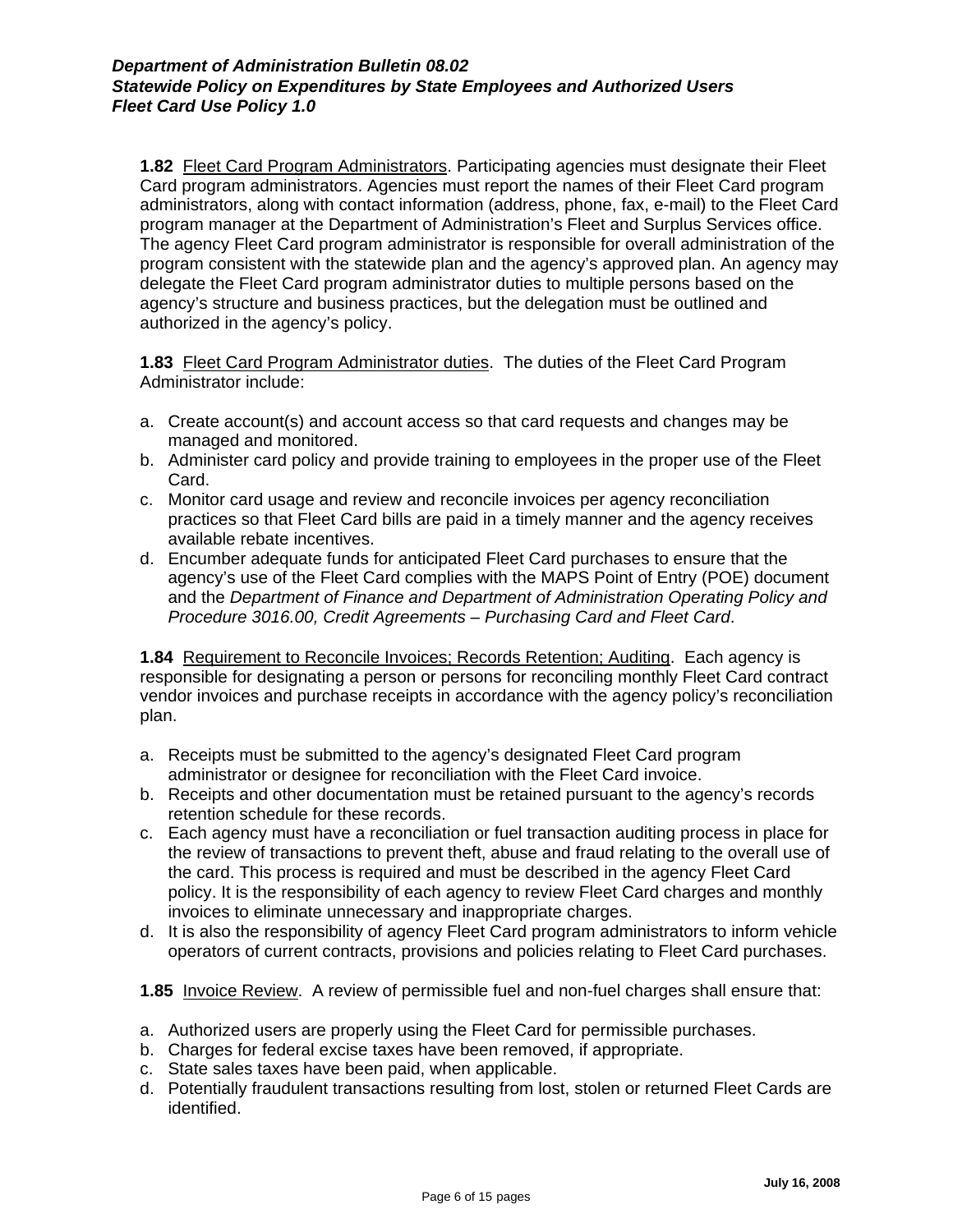**1.82** Fleet Card Program Administrators. Participating agencies must designate their Fleet Card program administrators. Agencies must report the names of their Fleet Card program administrators, along with contact information (address, phone, fax, e-mail) to the Fleet Card program manager at the Department of Administration's Fleet and Surplus Services office. The agency Fleet Card program administrator is responsible for overall administration of the program consistent with the statewide plan and the agency's approved plan. An agency may delegate the Fleet Card program administrator duties to multiple persons based on the agency's structure and business practices, but the delegation must be outlined and authorized in the agency's policy.

**1.83** Fleet Card Program Administrator duties. The duties of the Fleet Card Program Administrator include:

a. Create account(s) and account access so that card requests and changes may be managed and monitored.
b. Administer card policy and provide training to employees in the proper use of the Fleet Card.
c. Monitor card usage and review and reconcile invoices per agency reconciliation practices so that Fleet Card bills are paid in a timely manner and the agency receives available rebate incentives.
d. Encumber adequate funds for anticipated Fleet Card purchases to ensure that the agency's use of the Fleet Card complies with the MAPS Point of Entry (POE) document and the *Department of Finance and Department of Administration Operating Policy and Procedure 3016.00, Credit Agreements – Purchasing Card and Fleet Card*.

**1.84** Requirement to Reconcile Invoices; Records Retention; Auditing. Each agency is responsible for designating a person or persons for reconciling monthly Fleet Card contract vendor invoices and purchase receipts in accordance with the agency policy's reconciliation plan.

a. Receipts must be submitted to the agency's designated Fleet Card program administrator or designee for reconciliation with the Fleet Card invoice.
b. Receipts and other documentation must be retained pursuant to the agency's records retention schedule for these records.
c. Each agency must have a reconciliation or fuel transaction auditing process in place for the review of transactions to prevent theft, abuse and fraud relating to the overall use of the card. This process is required and must be described in the agency Fleet Card policy. It is the responsibility of each agency to review Fleet Card charges and monthly invoices to eliminate unnecessary and inappropriate charges.
d. It is also the responsibility of agency Fleet Card program administrators to inform vehicle operators of current contracts, provisions and policies relating to Fleet Card purchases.

**1.85** Invoice Review. A review of permissible fuel and non-fuel charges shall ensure that:

a. Authorized users are properly using the Fleet Card for permissible purchases.
b. Charges for federal excise taxes have been removed, if appropriate.
c. State sales taxes have been paid, when applicable.
d. Potentially fraudulent transactions resulting from lost, stolen or returned Fleet Cards are identified.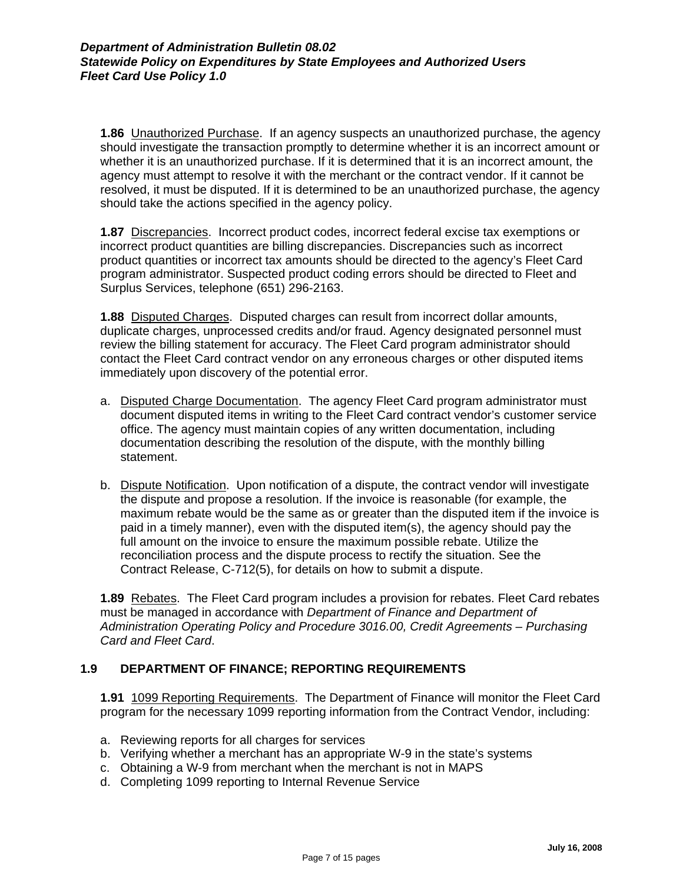**1.86** Unauthorized Purchase. If an agency suspects an unauthorized purchase, the agency should investigate the transaction promptly to determine whether it is an incorrect amount or whether it is an unauthorized purchase. If it is determined that it is an incorrect amount, the agency must attempt to resolve it with the merchant or the contract vendor. If it cannot be resolved, it must be disputed. If it is determined to be an unauthorized purchase, the agency should take the actions specified in the agency policy.

**1.87** Discrepancies. Incorrect product codes, incorrect federal excise tax exemptions or incorrect product quantities are billing discrepancies. Discrepancies such as incorrect product quantities or incorrect tax amounts should be directed to the agency's Fleet Card program administrator. Suspected product coding errors should be directed to Fleet and Surplus Services, telephone (651) 296-2163.

**1.88** Disputed Charges. Disputed charges can result from incorrect dollar amounts, duplicate charges, unprocessed credits and/or fraud. Agency designated personnel must review the billing statement for accuracy. The Fleet Card program administrator should contact the Fleet Card contract vendor on any erroneous charges or other disputed items immediately upon discovery of the potential error.

a. Disputed Charge Documentation. The agency Fleet Card program administrator must document disputed items in writing to the Fleet Card contract vendor's customer service office. The agency must maintain copies of any written documentation, including documentation describing the resolution of the dispute, with the monthly billing statement.

b. Dispute Notification. Upon notification of a dispute, the contract vendor will investigate the dispute and propose a resolution. If the invoice is reasonable (for example, the maximum rebate would be the same as or greater than the disputed item if the invoice is paid in a timely manner), even with the disputed item(s), the agency should pay the full amount on the invoice to ensure the maximum possible rebate. Utilize the reconciliation process and the dispute process to rectify the situation. See the Contract Release, C-712(5), for details on how to submit a dispute.

**1.89** Rebates. The Fleet Card program includes a provision for rebates. Fleet Card rebates must be managed in accordance with *Department of Finance and Department of Administration Operating Policy and Procedure 3016.00, Credit Agreements – Purchasing Card and Fleet Card*.

## 1.9 DEPARTMENT OF FINANCE; REPORTING REQUIREMENTS

**1.91** 1099 Reporting Requirements. The Department of Finance will monitor the Fleet Card program for the necessary 1099 reporting information from the Contract Vendor, including:

a. Reviewing reports for all charges for services
b. Verifying whether a merchant has an appropriate W-9 in the state's systems
c. Obtaining a W-9 from merchant when the merchant is not in MAPS
d. Completing 1099 reporting to Internal Revenue Service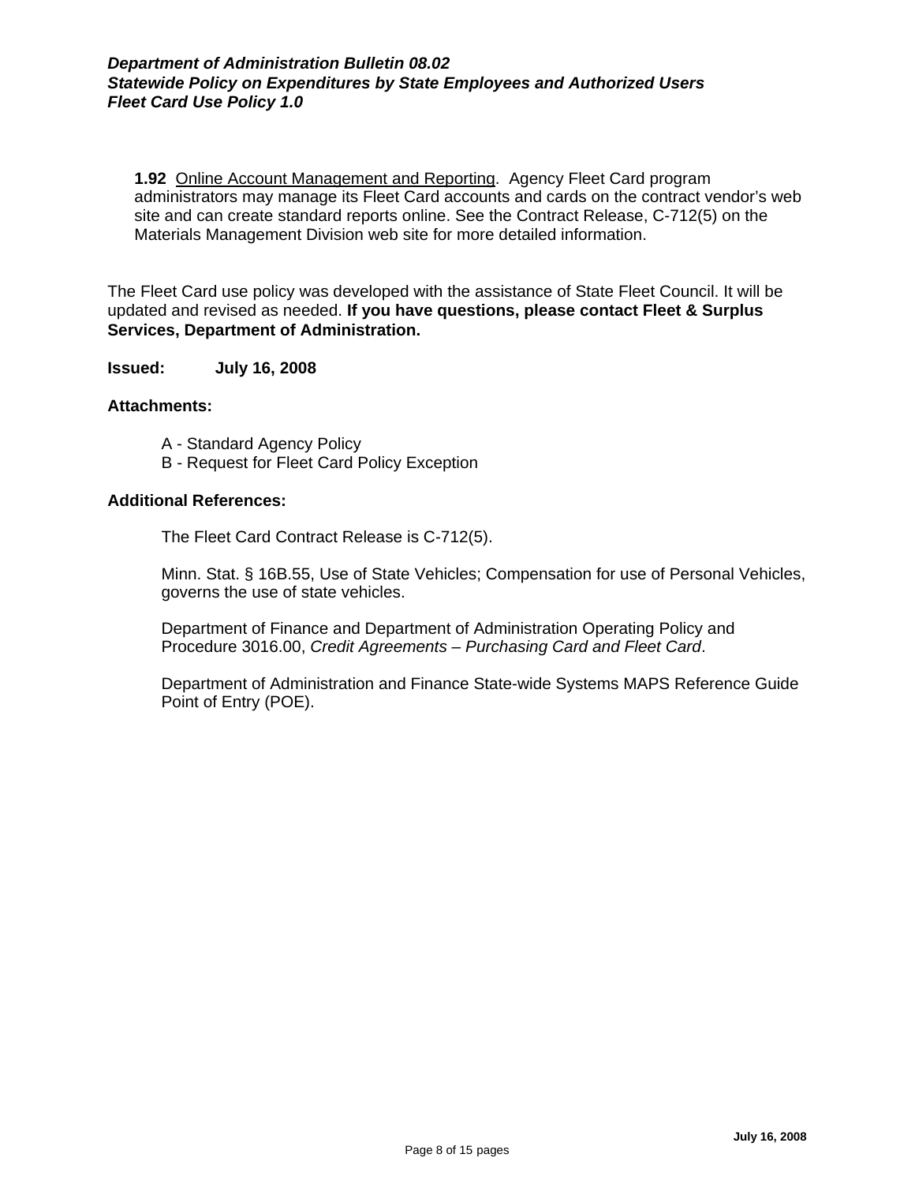**1.92** Online Account Management and Reporting. Agency Fleet Card program administrators may manage its Fleet Card accounts and cards on the contract vendor's web site and can create standard reports online. See the Contract Release, C-712(5) on the Materials Management Division web site for more detailed information.

The Fleet Card use policy was developed with the assistance of State Fleet Council. It will be updated and revised as needed. **If you have questions, please contact Fleet & Surplus Services, Department of Administration.**

**Issued: July 16, 2008**

**Attachments:**

A - Standard Agency Policy
B - Request for Fleet Card Policy Exception

**Additional References:**

The Fleet Card Contract Release is C-712(5).

Minn. Stat. § 16B.55, Use of State Vehicles; Compensation for use of Personal Vehicles, governs the use of state vehicles.

Department of Finance and Department of Administration Operating Policy and Procedure 3016.00, *Credit Agreements – Purchasing Card and Fleet Card*.

Department of Administration and Finance State-wide Systems MAPS Reference Guide Point of Entry (POE).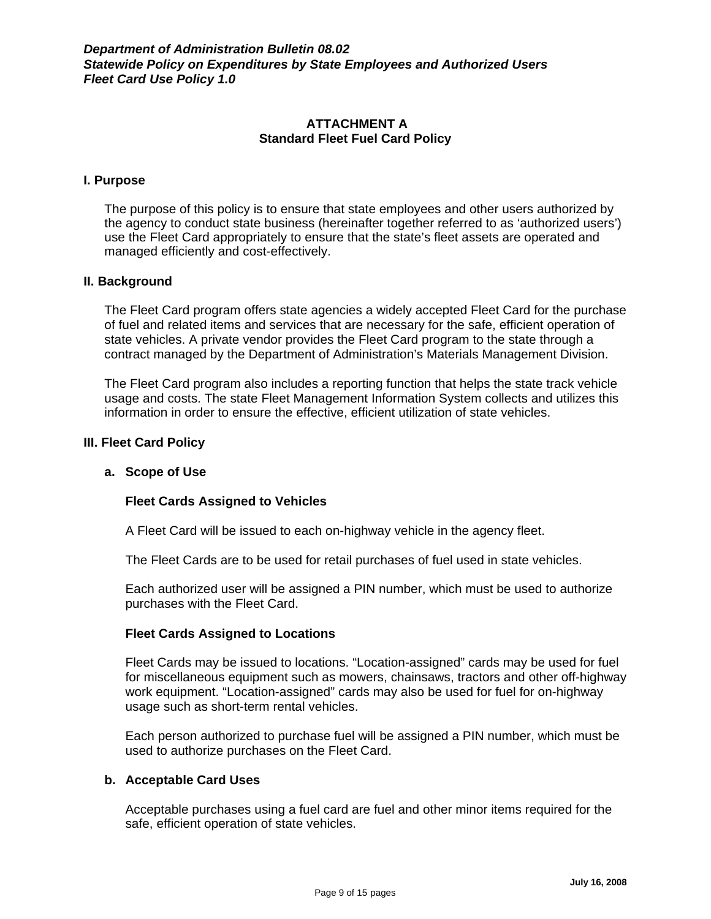## ATTACHMENT A
## Standard Fleet Fuel Card Policy

### I. Purpose

The purpose of this policy is to ensure that state employees and other users authorized by the agency to conduct state business (hereinafter together referred to as 'authorized users') use the Fleet Card appropriately to ensure that the state's fleet assets are operated and managed efficiently and cost-effectively.

### II. Background

The Fleet Card program offers state agencies a widely accepted Fleet Card for the purchase of fuel and related items and services that are necessary for the safe, efficient operation of state vehicles. A private vendor provides the Fleet Card program to the state through a contract managed by the Department of Administration's Materials Management Division.

The Fleet Card program also includes a reporting function that helps the state track vehicle usage and costs. The state Fleet Management Information System collects and utilizes this information in order to ensure the effective, efficient utilization of state vehicles.

### III. Fleet Card Policy

#### a. Scope of Use

**Fleet Cards Assigned to Vehicles**

A Fleet Card will be issued to each on-highway vehicle in the agency fleet.

The Fleet Cards are to be used for retail purchases of fuel used in state vehicles.

Each authorized user will be assigned a PIN number, which must be used to authorize purchases with the Fleet Card.

**Fleet Cards Assigned to Locations**

Fleet Cards may be issued to locations. "Location-assigned" cards may be used for fuel for miscellaneous equipment such as mowers, chainsaws, tractors and other off-highway work equipment. "Location-assigned" cards may also be used for fuel for on-highway usage such as short-term rental vehicles.

Each person authorized to purchase fuel will be assigned a PIN number, which must be used to authorize purchases on the Fleet Card.

#### b. Acceptable Card Uses

Acceptable purchases using a fuel card are fuel and other minor items required for the safe, efficient operation of state vehicles.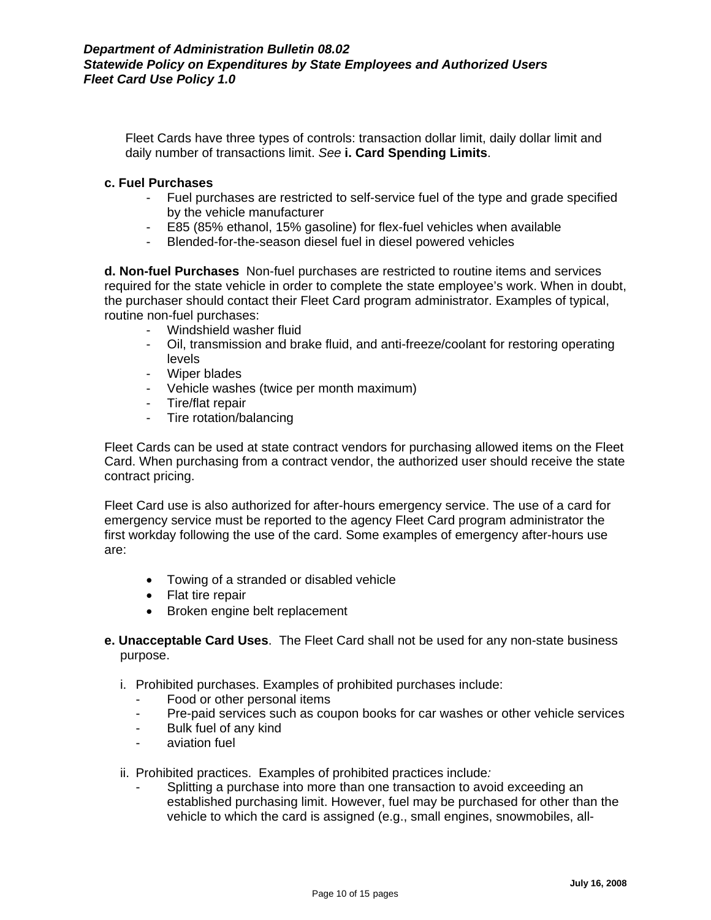Fleet Cards have three types of controls: transaction dollar limit, daily dollar limit and daily number of transactions limit. *See* **i. Card Spending Limits**.

**c. Fuel Purchases**

- Fuel purchases are restricted to self-service fuel of the type and grade specified by the vehicle manufacturer
- E85 (85% ethanol, 15% gasoline) for flex-fuel vehicles when available
- Blended-for-the-season diesel fuel in diesel powered vehicles

**d. Non-fuel Purchases** Non-fuel purchases are restricted to routine items and services required for the state vehicle in order to complete the state employee's work. When in doubt, the purchaser should contact their Fleet Card program administrator. Examples of typical, routine non-fuel purchases:

- Windshield washer fluid
- Oil, transmission and brake fluid, and anti-freeze/coolant for restoring operating levels
- Wiper blades
- Vehicle washes (twice per month maximum)
- Tire/flat repair
- Tire rotation/balancing

Fleet Cards can be used at state contract vendors for purchasing allowed items on the Fleet Card. When purchasing from a contract vendor, the authorized user should receive the state contract pricing.

Fleet Card use is also authorized for after-hours emergency service. The use of a card for emergency service must be reported to the agency Fleet Card program administrator the first workday following the use of the card. Some examples of emergency after-hours use are:

- Towing of a stranded or disabled vehicle
- Flat tire repair
- Broken engine belt replacement

**e. Unacceptable Card Uses**. The Fleet Card shall not be used for any non-state business purpose.

i. Prohibited purchases. Examples of prohibited purchases include:

- Food or other personal items
- Pre-paid services such as coupon books for car washes or other vehicle services
- Bulk fuel of any kind
- aviation fuel

ii. Prohibited practices. Examples of prohibited practices include*:*

- Splitting a purchase into more than one transaction to avoid exceeding an established purchasing limit. However, fuel may be purchased for other than the vehicle to which the card is assigned (e.g., small engines, snowmobiles, all-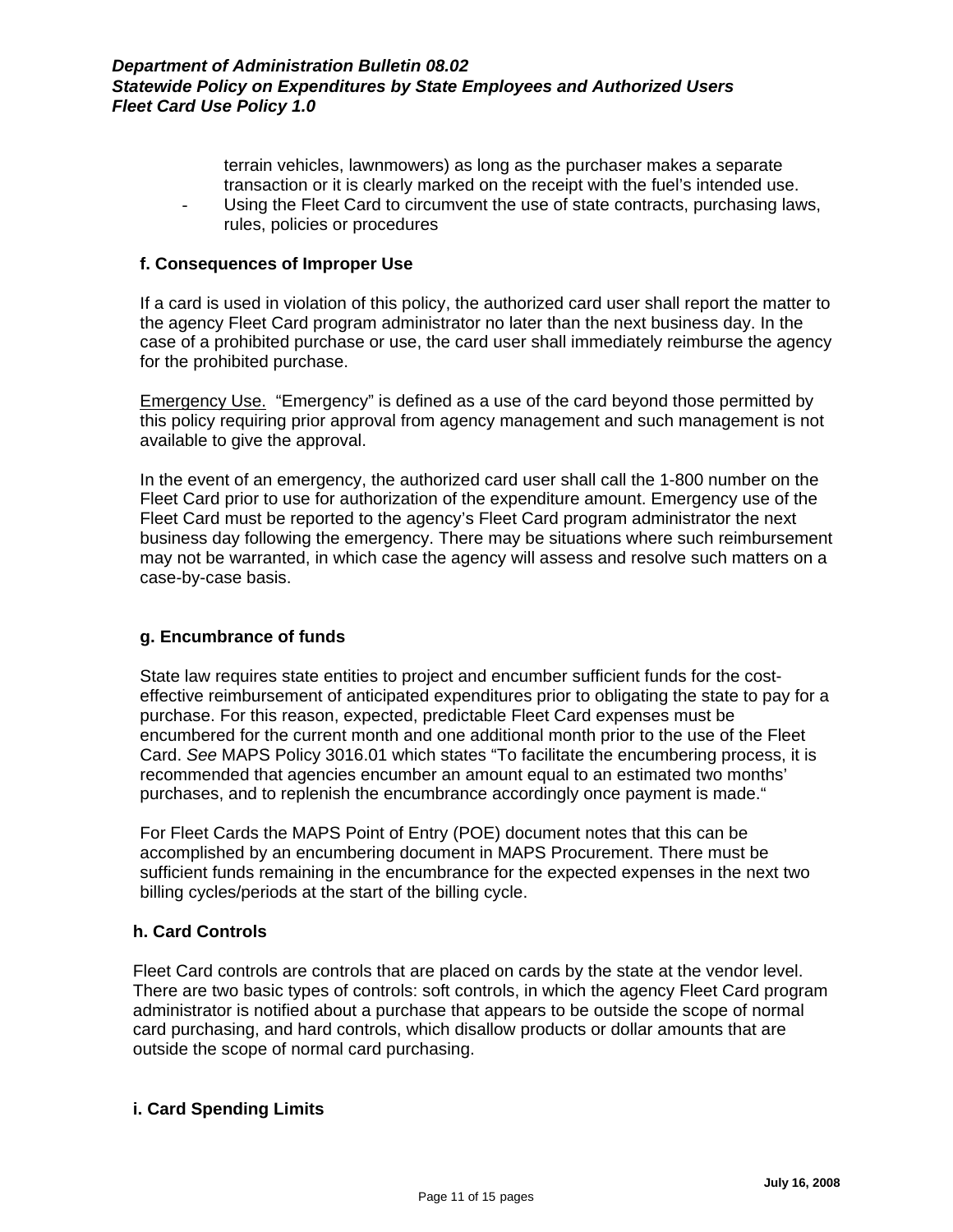terrain vehicles, lawnmowers) as long as the purchaser makes a separate transaction or it is clearly marked on the receipt with the fuel's intended use.

- Using the Fleet Card to circumvent the use of state contracts, purchasing laws, rules, policies or procedures

### f. Consequences of Improper Use

If a card is used in violation of this policy, the authorized card user shall report the matter to the agency Fleet Card program administrator no later than the next business day. In the case of a prohibited purchase or use, the card user shall immediately reimburse the agency for the prohibited purchase.

Emergency Use. "Emergency" is defined as a use of the card beyond those permitted by this policy requiring prior approval from agency management and such management is not available to give the approval.

In the event of an emergency, the authorized card user shall call the 1-800 number on the Fleet Card prior to use for authorization of the expenditure amount. Emergency use of the Fleet Card must be reported to the agency's Fleet Card program administrator the next business day following the emergency. There may be situations where such reimbursement may not be warranted, in which case the agency will assess and resolve such matters on a case-by-case basis.

### g. Encumbrance of funds

State law requires state entities to project and encumber sufficient funds for the cost-effective reimbursement of anticipated expenditures prior to obligating the state to pay for a purchase. For this reason, expected, predictable Fleet Card expenses must be encumbered for the current month and one additional month prior to the use of the Fleet Card. *See* MAPS Policy 3016.01 which states "To facilitate the encumbering process, it is recommended that agencies encumber an amount equal to an estimated two months' purchases, and to replenish the encumbrance accordingly once payment is made."

For Fleet Cards the MAPS Point of Entry (POE) document notes that this can be accomplished by an encumbering document in MAPS Procurement. There must be sufficient funds remaining in the encumbrance for the expected expenses in the next two billing cycles/periods at the start of the billing cycle.

### h. Card Controls

Fleet Card controls are controls that are placed on cards by the state at the vendor level. There are two basic types of controls: soft controls, in which the agency Fleet Card program administrator is notified about a purchase that appears to be outside the scope of normal card purchasing, and hard controls, which disallow products or dollar amounts that are outside the scope of normal card purchasing.

### i. Card Spending Limits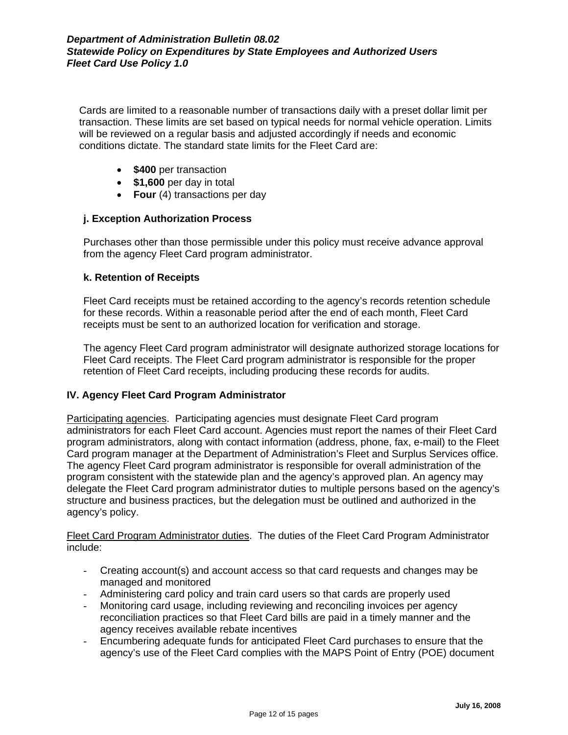Cards are limited to a reasonable number of transactions daily with a preset dollar limit per transaction. These limits are set based on typical needs for normal vehicle operation. Limits will be reviewed on a regular basis and adjusted accordingly if needs and economic conditions dictate. The standard state limits for the Fleet Card are:

- **$400** per transaction
- **$1,600** per day in total
- **Four** (4) transactions per day

### j. Exception Authorization Process

Purchases other than those permissible under this policy must receive advance approval from the agency Fleet Card program administrator.

### k. Retention of Receipts

Fleet Card receipts must be retained according to the agency's records retention schedule for these records. Within a reasonable period after the end of each month, Fleet Card receipts must be sent to an authorized location for verification and storage.

The agency Fleet Card program administrator will designate authorized storage locations for Fleet Card receipts. The Fleet Card program administrator is responsible for the proper retention of Fleet Card receipts, including producing these records for audits.

## IV. Agency Fleet Card Program Administrator

Participating agencies. Participating agencies must designate Fleet Card program administrators for each Fleet Card account. Agencies must report the names of their Fleet Card program administrators, along with contact information (address, phone, fax, e-mail) to the Fleet Card program manager at the Department of Administration's Fleet and Surplus Services office. The agency Fleet Card program administrator is responsible for overall administration of the program consistent with the statewide plan and the agency's approved plan. An agency may delegate the Fleet Card program administrator duties to multiple persons based on the agency's structure and business practices, but the delegation must be outlined and authorized in the agency's policy.

Fleet Card Program Administrator duties. The duties of the Fleet Card Program Administrator include:

- Creating account(s) and account access so that card requests and changes may be managed and monitored
- Administering card policy and train card users so that cards are properly used
- Monitoring card usage, including reviewing and reconciling invoices per agency reconciliation practices so that Fleet Card bills are paid in a timely manner and the agency receives available rebate incentives
- Encumbering adequate funds for anticipated Fleet Card purchases to ensure that the agency's use of the Fleet Card complies with the MAPS Point of Entry (POE) document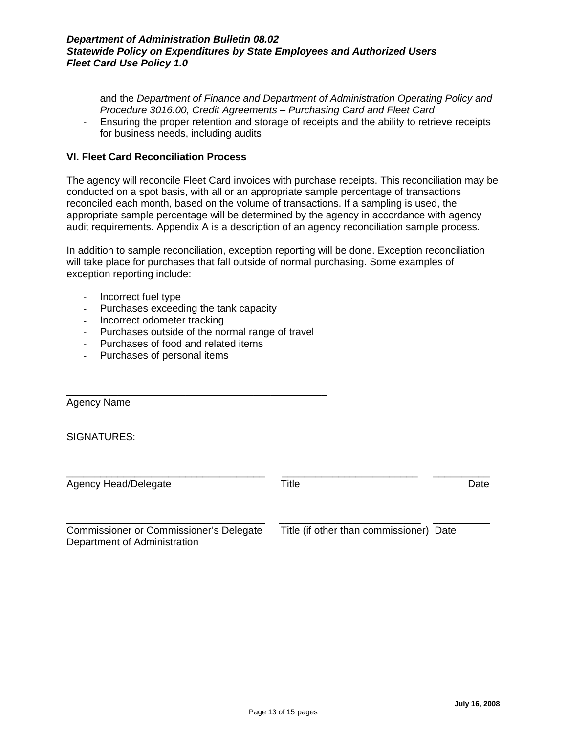and the *Department of Finance and Department of Administration Operating Policy and Procedure 3016.00, Credit Agreements – Purchasing Card and Fleet Card*

- Ensuring the proper retention and storage of receipts and the ability to retrieve receipts for business needs, including audits

## VI. Fleet Card Reconciliation Process

The agency will reconcile Fleet Card invoices with purchase receipts. This reconciliation may be conducted on a spot basis, with all or an appropriate sample percentage of transactions reconciled each month, based on the volume of transactions. If a sampling is used, the appropriate sample percentage will be determined by the agency in accordance with agency audit requirements. Appendix A is a description of an agency reconciliation sample process.

In addition to sample reconciliation, exception reporting will be done. Exception reconciliation will take place for purchases that fall outside of normal purchasing. Some examples of exception reporting include:

- Incorrect fuel type
- Purchases exceeding the tank capacity
- Incorrect odometer tracking
- Purchases outside of the normal range of travel
- Purchases of food and related items
- Purchases of personal items

_____________________________________________
Agency Name

SIGNATURES:

| ________________________________ | ______________________ | __________ |
|---|---|---|
| Agency Head/Delegate | Title | Date |
| ________________________________ | ______________________ | __________ |
| Commissioner or Commissioner's Delegate<br>Department of Administration | Title (if other than commissioner) | Date |

July 16, 2008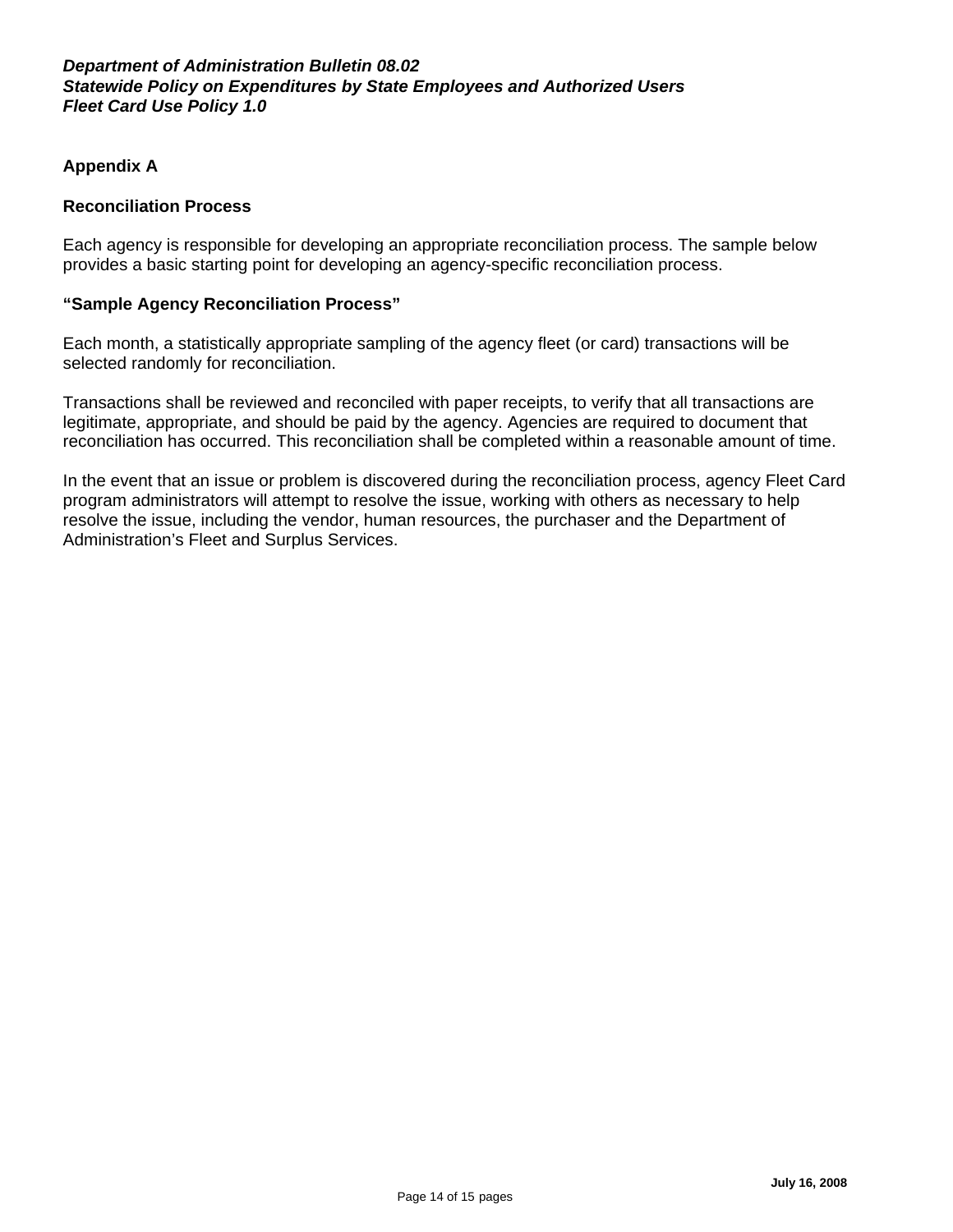## Appendix A

### Reconciliation Process

Each agency is responsible for developing an appropriate reconciliation process. The sample below provides a basic starting point for developing an agency-specific reconciliation process.

**"Sample Agency Reconciliation Process"**

Each month, a statistically appropriate sampling of the agency fleet (or card) transactions will be selected randomly for reconciliation.

Transactions shall be reviewed and reconciled with paper receipts, to verify that all transactions are legitimate, appropriate, and should be paid by the agency. Agencies are required to document that reconciliation has occurred. This reconciliation shall be completed within a reasonable amount of time.

In the event that an issue or problem is discovered during the reconciliation process, agency Fleet Card program administrators will attempt to resolve the issue, working with others as necessary to help resolve the issue, including the vendor, human resources, the purchaser and the Department of Administration's Fleet and Surplus Services.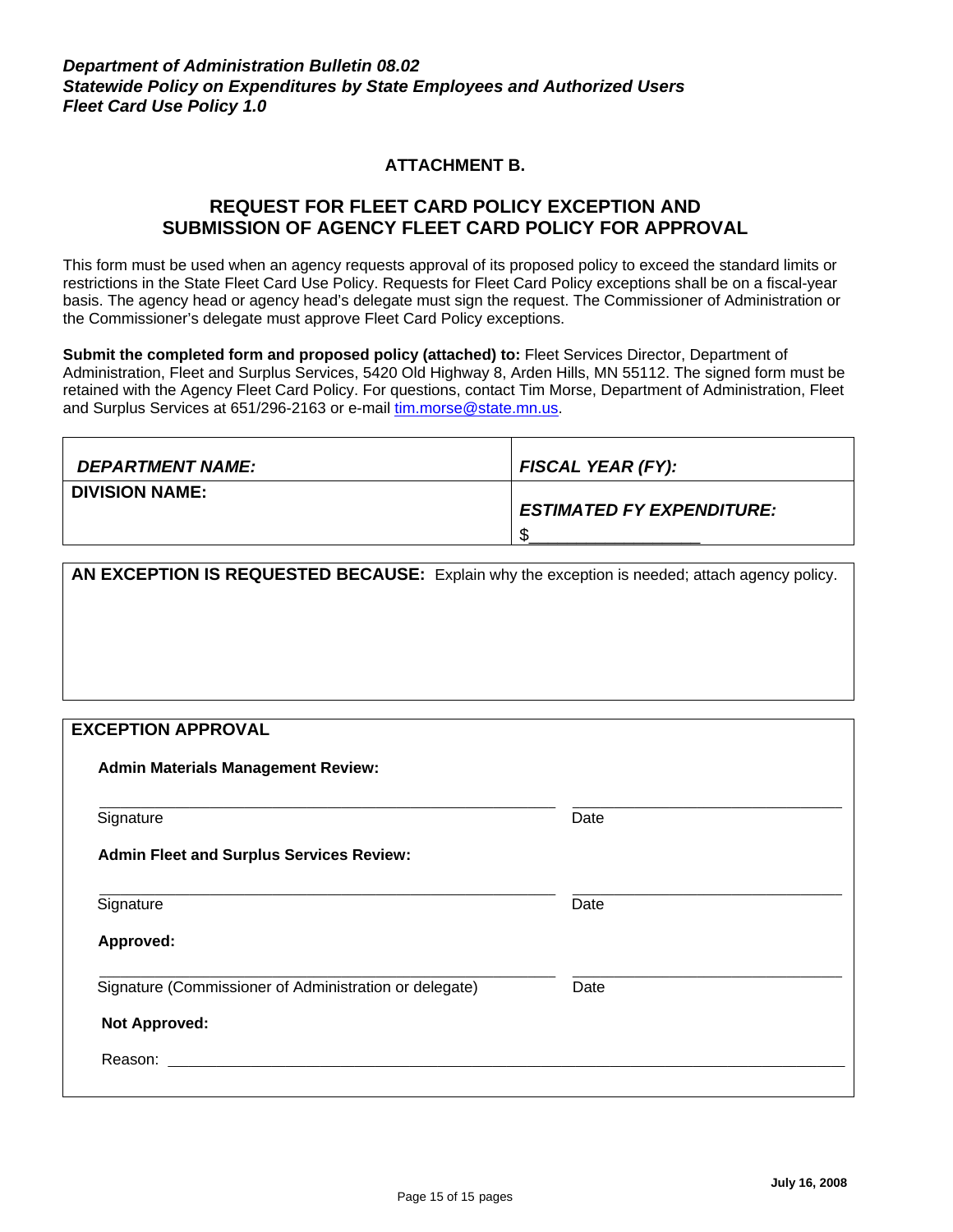## ATTACHMENT B.

## REQUEST FOR FLEET CARD POLICY EXCEPTION AND SUBMISSION OF AGENCY FLEET CARD POLICY FOR APPROVAL

This form must be used when an agency requests approval of its proposed policy to exceed the standard limits or restrictions in the State Fleet Card Use Policy. Requests for Fleet Card Policy exceptions shall be on a fiscal-year basis. The agency head or agency head's delegate must sign the request. The Commissioner of Administration or the Commissioner's delegate must approve Fleet Card Policy exceptions.

**Submit the completed form and proposed policy (attached) to:** Fleet Services Director, Department of Administration, Fleet and Surplus Services, 5420 Old Highway 8, Arden Hills, MN 55112. The signed form must be retained with the Agency Fleet Card Policy. For questions, contact Tim Morse, Department of Administration, Fleet and Surplus Services at 651/296-2163 or e-mail tim.morse@state.mn.us.

| | |
|---|---|
| ***DEPARTMENT NAME:*** | ***FISCAL YEAR (FY):*** |
| **DIVISION NAME:** | ***ESTIMATED FY EXPENDITURE:*** $\_\_\_\_\_\_\_\_\_\_\_\_\_\_\_\_\_\_ |

**AN EXCEPTION IS REQUESTED BECAUSE:** Explain why the exception is needed; attach agency policy.

**EXCEPTION APPROVAL**

**Admin Materials Management Review:**

\_\_\_\_\_\_\_\_\_\_\_\_\_\_\_\_\_\_\_\_\_\_\_\_\_\_\_\_\_\_\_\_\_\_\_\_ \_\_\_\_\_\_\_\_\_\_\_\_\_\_\_\_\_\_\_\_

Signature Date

**Admin Fleet and Surplus Services Review:**

\_\_\_\_\_\_\_\_\_\_\_\_\_\_\_\_\_\_\_\_\_\_\_\_\_\_\_\_\_\_\_\_\_\_\_\_ \_\_\_\_\_\_\_\_\_\_\_\_\_\_\_\_\_\_\_\_

Signature Date

**Approved:**

\_\_\_\_\_\_\_\_\_\_\_\_\_\_\_\_\_\_\_\_\_\_\_\_\_\_\_\_\_\_\_\_\_\_\_\_ \_\_\_\_\_\_\_\_\_\_\_\_\_\_\_\_\_\_\_\_

Signature (Commissioner of Administration or delegate) Date

**Not Approved:**

Reason: \_\_\_\_\_\_\_\_\_\_\_\_\_\_\_\_\_\_\_\_\_\_\_\_\_\_\_\_\_\_\_\_\_\_\_\_\_\_\_\_\_\_\_\_\_\_\_\_\_\_\_\_\_\_

**July 16, 2008**